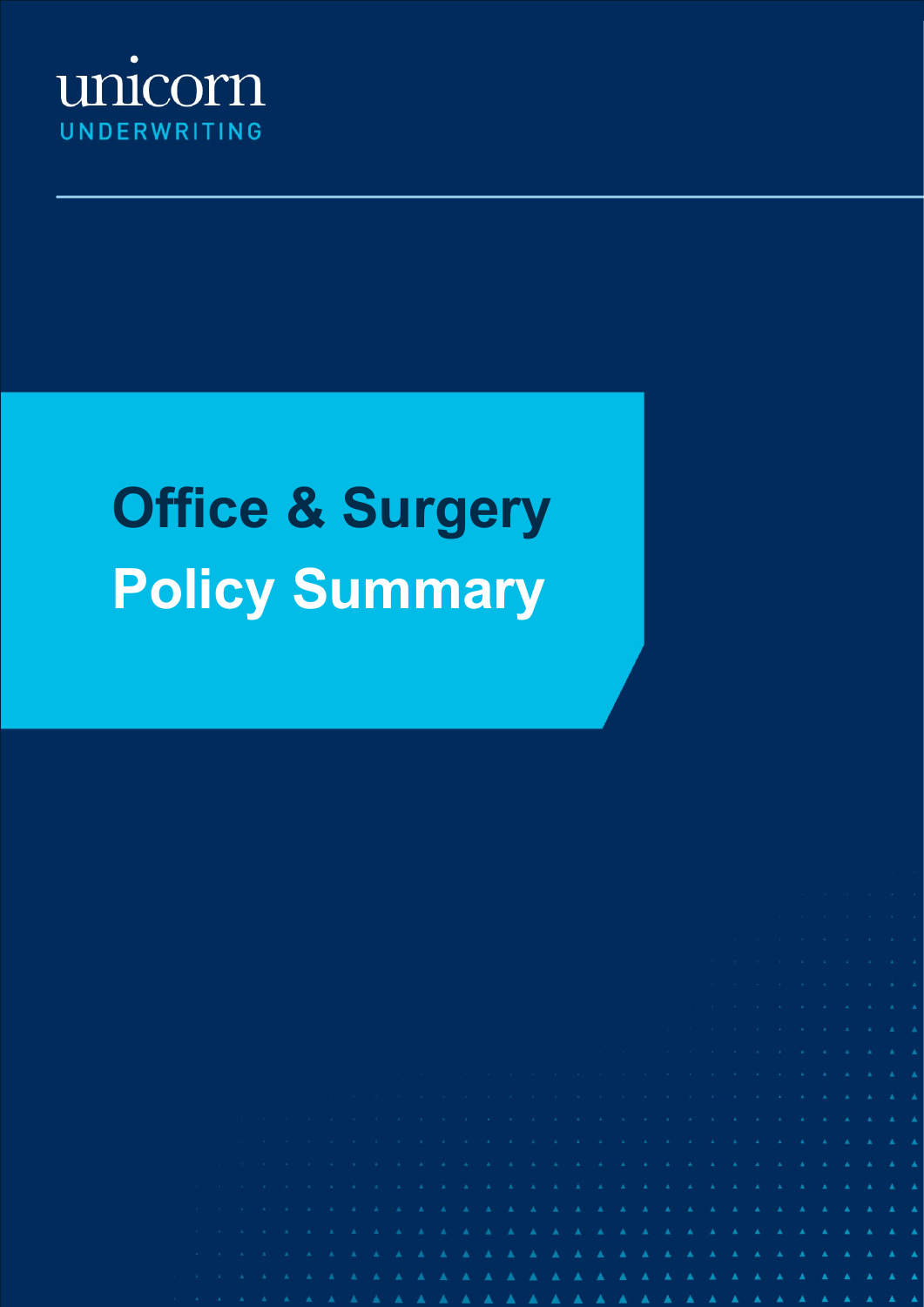unicorn

UNDERWRITING

# Office & Surgery Policy Summary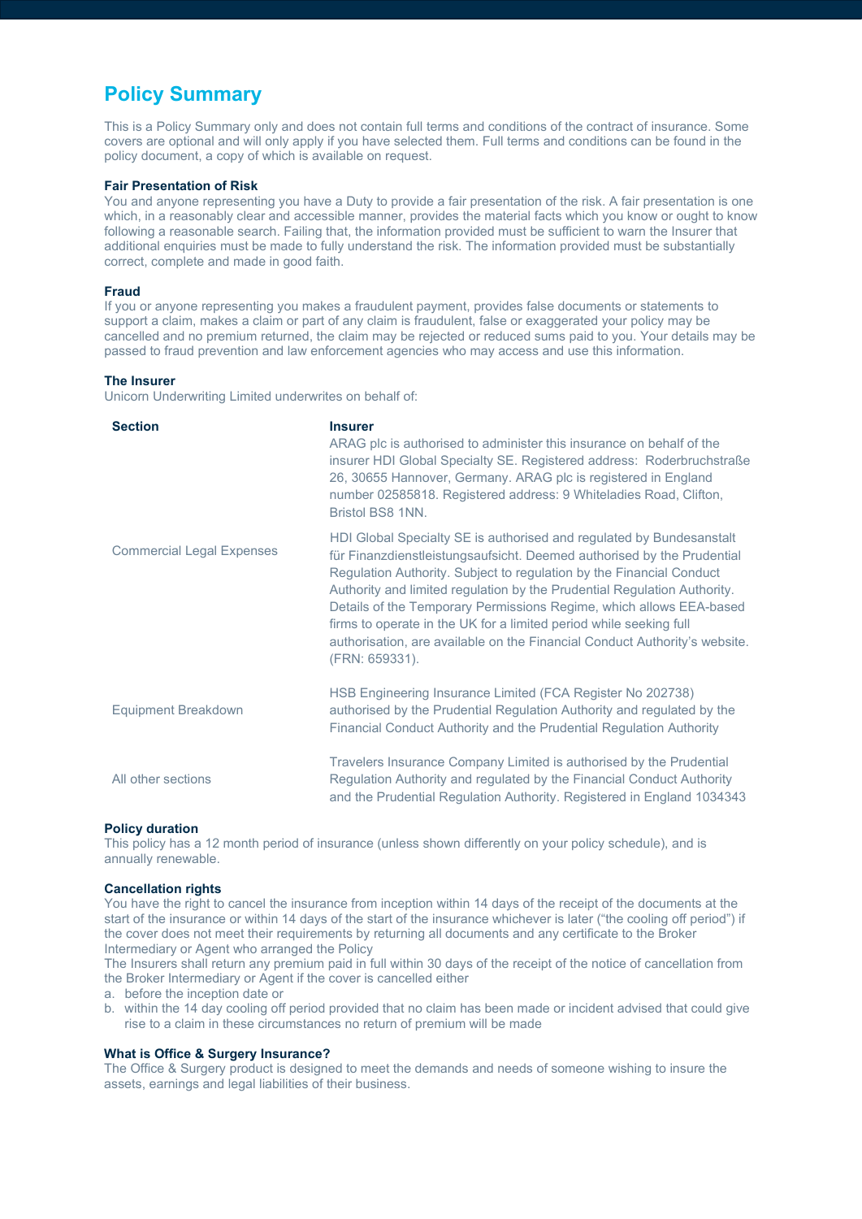# Policy Summary

This is a Policy Summary only and does not contain full terms and conditions of the contract of insurance. Some covers are optional and will only apply if you have selected them. Full terms and conditions can be found in the policy document, a copy of which is available on request.

**Fair Presentation of Risk**

You and anyone representing you have a Duty to provide a fair presentation of the risk. A fair presentation is one which, in a reasonably clear and accessible manner, provides the material facts which you know or ought to know following a reasonable search. Failing that, the information provided must be sufficient to warn the Insurer that additional enquiries must be made to fully understand the risk. The information provided must be substantially correct, complete and made in good faith.

**Fraud**

If you or anyone representing you makes a fraudulent payment, provides false documents or statements to support a claim, makes a claim or part of any claim is fraudulent, false or exaggerated your policy may be cancelled and no premium returned, the claim may be rejected or reduced sums paid to you. Your details may be passed to fraud prevention and law enforcement agencies who may access and use this information.

**The Insurer**

Unicorn Underwriting Limited underwrites on behalf of:

| Section | Insurer |
|---|---|
| Commercial Legal Expenses | ARAG plc is authorised to administer this insurance on behalf of the insurer HDI Global Specialty SE. Registered address: Roderbruchstraße 26, 30655 Hannover, Germany. ARAG plc is registered in England number 02585818. Registered address: 9 Whiteladies Road, Clifton, Bristol BS8 1NN.<br><br>HDI Global Specialty SE is authorised and regulated by Bundesanstalt für Finanzdienstleistungsaufsicht. Deemed authorised by the Prudential Regulation Authority. Subject to regulation by the Financial Conduct Authority and limited regulation by the Prudential Regulation Authority. Details of the Temporary Permissions Regime, which allows EEA-based firms to operate in the UK for a limited period while seeking full authorisation, are available on the Financial Conduct Authority's website. (FRN: 659331). |
| Equipment Breakdown | HSB Engineering Insurance Limited (FCA Register No 202738) authorised by the Prudential Regulation Authority and regulated by the Financial Conduct Authority and the Prudential Regulation Authority |
| All other sections | Travelers Insurance Company Limited is authorised by the Prudential Regulation Authority and regulated by the Financial Conduct Authority and the Prudential Regulation Authority. Registered in England 1034343 |

**Policy duration**

This policy has a 12 month period of insurance (unless shown differently on your policy schedule), and is annually renewable.

**Cancellation rights**

You have the right to cancel the insurance from inception within 14 days of the receipt of the documents at the start of the insurance or within 14 days of the start of the insurance whichever is later ("the cooling off period") if the cover does not meet their requirements by returning all documents and any certificate to the Broker Intermediary or Agent who arranged the Policy

The Insurers shall return any premium paid in full within 30 days of the receipt of the notice of cancellation from the Broker Intermediary or Agent if the cover is cancelled either

a. before the inception date or
b. within the 14 day cooling off period provided that no claim has been made or incident advised that could give rise to a claim in these circumstances no return of premium will be made

**What is Office & Surgery Insurance?**

The Office & Surgery product is designed to meet the demands and needs of someone wishing to insure the assets, earnings and legal liabilities of their business.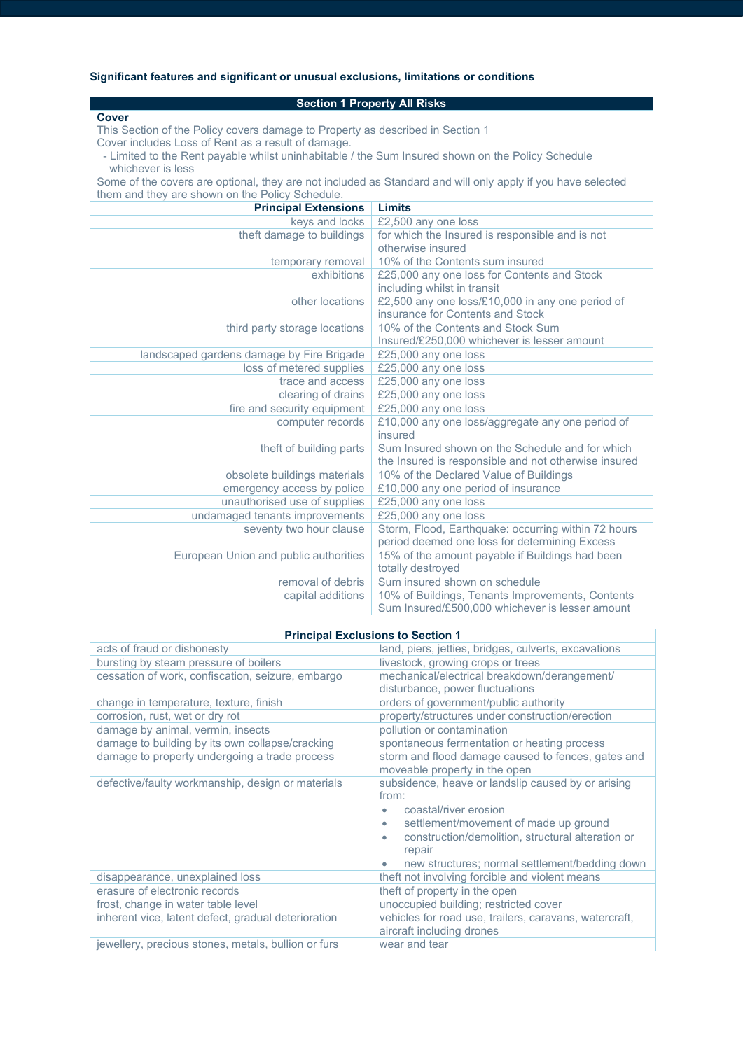**Significant features and significant or unusual exclusions, limitations or conditions**

| Section 1 Property All Risks | |
|---|---|
| **Cover**<br>This Section of the Policy covers damage to Property as described in Section 1<br>Cover includes Loss of Rent as a result of damage.<br>- Limited to the Rent payable whilst uninhabitable / the Sum Insured shown on the Policy Schedule whichever is less<br>Some of the covers are optional, they are not included as Standard and will only apply if you have selected them and they are shown on the Policy Schedule. | |
| **Principal Extensions** | **Limits** |
| keys and locks | £2,500 any one loss |
| theft damage to buildings | for which the Insured is responsible and is not otherwise insured |
| temporary removal | 10% of the Contents sum insured |
| exhibitions | £25,000 any one loss for Contents and Stock including whilst in transit |
| other locations | £2,500 any one loss/£10,000 in any one period of insurance for Contents and Stock |
| third party storage locations | 10% of the Contents and Stock Sum Insured/£250,000 whichever is lesser amount |
| landscaped gardens damage by Fire Brigade | £25,000 any one loss |
| loss of metered supplies | £25,000 any one loss |
| trace and access | £25,000 any one loss |
| clearing of drains | £25,000 any one loss |
| fire and security equipment | £25,000 any one loss |
| computer records | £10,000 any one loss/aggregate any one period of insured |
| theft of building parts | Sum Insured shown on the Schedule and for which the Insured is responsible and not otherwise insured |
| obsolete buildings materials | 10% of the Declared Value of Buildings |
| emergency access by police | £10,000 any one period of insurance |
| unauthorised use of supplies | £25,000 any one loss |
| undamaged tenants improvements | £25,000 any one loss |
| seventy two hour clause | Storm, Flood, Earthquake: occurring within 72 hours period deemed one loss for determining Excess |
| European Union and public authorities | 15% of the amount payable if Buildings had been totally destroyed |
| removal of debris | Sum insured shown on schedule |
| capital additions | 10% of Buildings, Tenants Improvements, Contents Sum Insured/£500,000 whichever is lesser amount |

| Principal Exclusions to Section 1 | |
|---|---|
| acts of fraud or dishonesty | land, piers, jetties, bridges, culverts, excavations |
| bursting by steam pressure of boilers | livestock, growing crops or trees |
| cessation of work, confiscation, seizure, embargo | mechanical/electrical breakdown/derangement/ disturbance, power fluctuations |
| change in temperature, texture, finish | orders of government/public authority |
| corrosion, rust, wet or dry rot | property/structures under construction/erection |
| damage by animal, vermin, insects | pollution or contamination |
| damage to building by its own collapse/cracking | spontaneous fermentation or heating process |
| damage to property undergoing a trade process | storm and flood damage caused to fences, gates and moveable property in the open |
| defective/faulty workmanship, design or materials | subsidence, heave or landslip caused by or arising from:<br>• coastal/river erosion<br>• settlement/movement of made up ground<br>• construction/demolition, structural alteration or repair<br>• new structures; normal settlement/bedding down |
| disappearance, unexplained loss | theft not involving forcible and violent means |
| erasure of electronic records | theft of property in the open |
| frost, change in water table level | unoccupied building; restricted cover |
| inherent vice, latent defect, gradual deterioration | vehicles for road use, trailers, caravans, watercraft, aircraft including drones |
| jewellery, precious stones, metals, bullion or furs | wear and tear |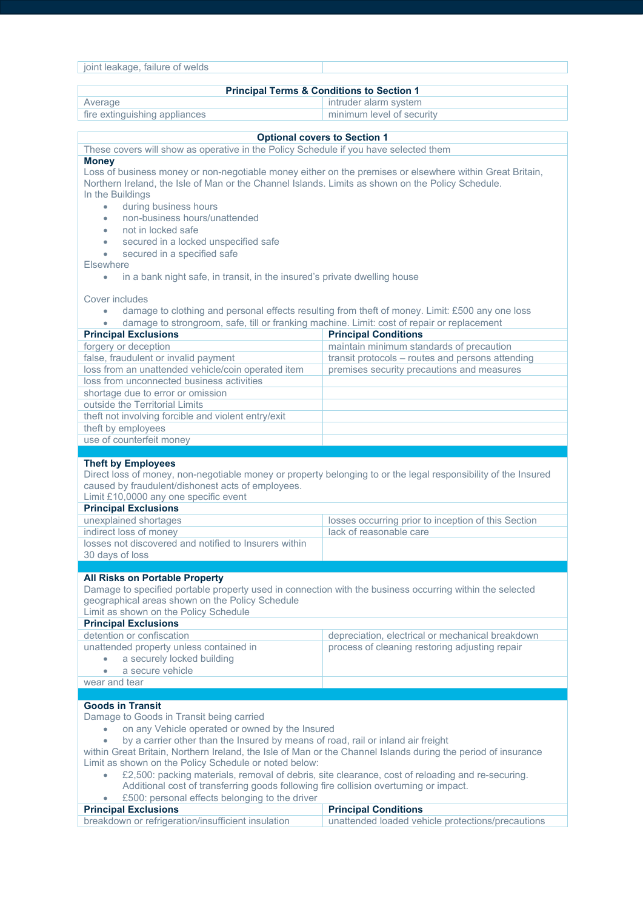| joint leakage, failure of welds | |
|---|---|

| Principal Terms & Conditions to Section 1 | |
|---|---|
| Average | intruder alarm system |
| fire extinguishing appliances | minimum level of security |

**Optional covers to Section 1**

These covers will show as operative in the Policy Schedule if you have selected them

**Money**

Loss of business money or non-negotiable money either on the premises or elsewhere within Great Britain, Northern Ireland, the Isle of Man or the Channel Islands. Limits as shown on the Policy Schedule.

In the Buildings

- during business hours
- non-business hours/unattended
- not in locked safe
- secured in a locked unspecified safe
- secured in a specified safe

Elsewhere

- in a bank night safe, in transit, in the insured's private dwelling house

Cover includes

- damage to clothing and personal effects resulting from theft of money. Limit: £500 any one loss
- damage to strongroom, safe, till or franking machine. Limit: cost of repair or replacement

| Principal Exclusions | Principal Conditions |
|---|---|
| forgery or deception | maintain minimum standards of precaution |
| false, fraudulent or invalid payment | transit protocols – routes and persons attending |
| loss from an unattended vehicle/coin operated item | premises security precautions and measures |
| loss from unconnected business activities | |
| shortage due to error or omission | |
| outside the Territorial Limits | |
| theft not involving forcible and violent entry/exit | |
| theft by employees | |
| use of counterfeit money | |

**Theft by Employees**

Direct loss of money, non-negotiable money or property belonging to or the legal responsibility of the Insured caused by fraudulent/dishonest acts of employees.

Limit £10,0000 any one specific event

| Principal Exclusions | |
|---|---|
| unexplained shortages | losses occurring prior to inception of this Section |
| indirect loss of money | lack of reasonable care |
| losses not discovered and notified to Insurers within 30 days of loss | |

**All Risks on Portable Property**

Damage to specified portable property used in connection with the business occurring within the selected geographical areas shown on the Policy Schedule

Limit as shown on the Policy Schedule

| Principal Exclusions | |
|---|---|
| detention or confiscation | depreciation, electrical or mechanical breakdown |
| unattended property unless contained in<br>• a securely locked building<br>• a secure vehicle | process of cleaning restoring adjusting repair |
| wear and tear | |

**Goods in Transit**

Damage to Goods in Transit being carried

- on any Vehicle operated or owned by the Insured
- by a carrier other than the Insured by means of road, rail or inland air freight

within Great Britain, Northern Ireland, the Isle of Man or the Channel Islands during the period of insurance

Limit as shown on the Policy Schedule or noted below:

- £2,500: packing materials, removal of debris, site clearance, cost of reloading and re-securing. Additional cost of transferring goods following fire collision overturning or impact.
- £500: personal effects belonging to the driver

| Principal Exclusions | Principal Conditions |
|---|---|
| breakdown or refrigeration/insufficient insulation | unattended loaded vehicle protections/precautions |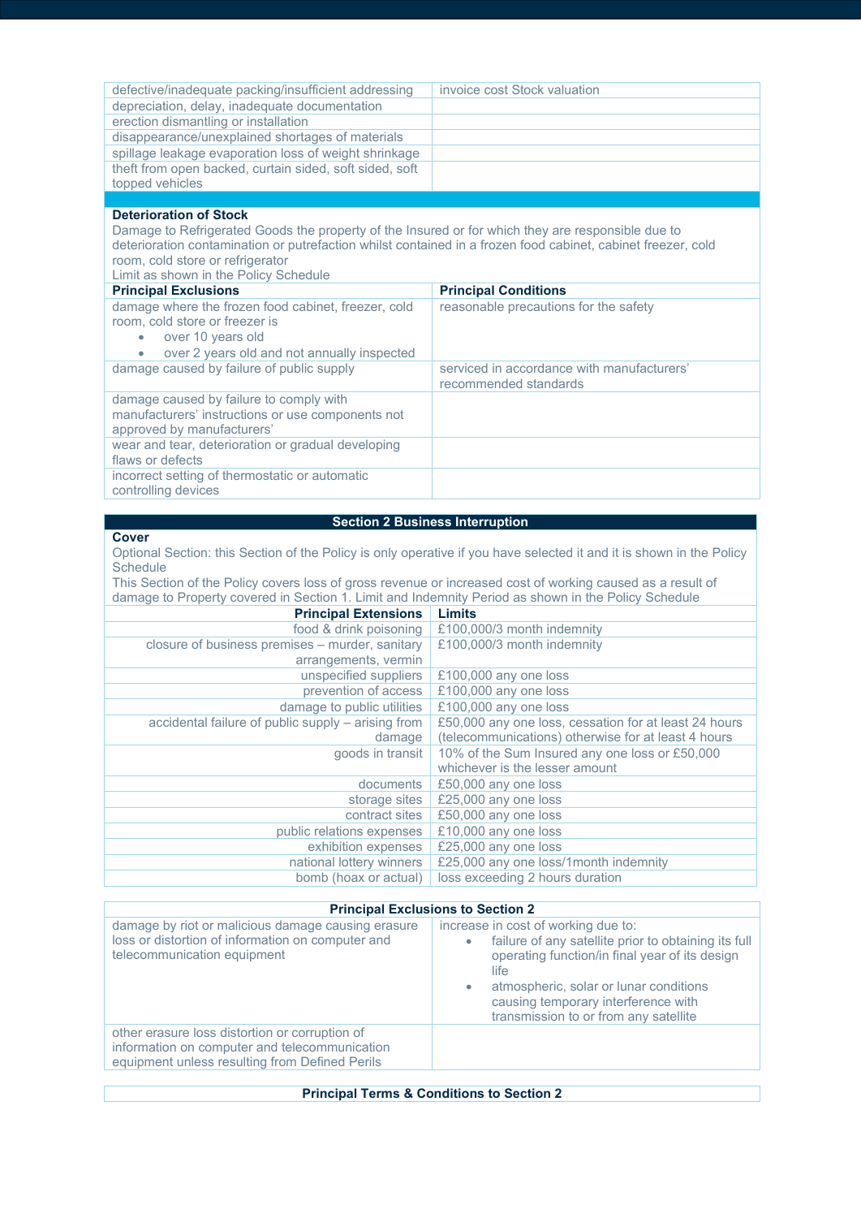| | |
|---|---|
| defective/inadequate packing/insufficient addressing | invoice cost Stock valuation |
| depreciation, delay, inadequate documentation | |
| erection dismantling or installation | |
| disappearance/unexplained shortages of materials | |
| spillage leakage evaporation loss of weight shrinkage | |
| theft from open backed, curtain sided, soft sided, soft topped vehicles | |

**Deterioration of Stock**

Damage to Refrigerated Goods the property of the Insured or for which they are responsible due to deterioration contamination or putrefaction whilst contained in a frozen food cabinet, cabinet freezer, cold room, cold store or refrigerator

Limit as shown in the Policy Schedule

| Principal Exclusions | Principal Conditions |
|---|---|
| damage where the frozen food cabinet, freezer, cold room, cold store or freezer is<br>• over 10 years old<br>• over 2 years old and not annually inspected | reasonable precautions for the safety |
| damage caused by failure of public supply | serviced in accordance with manufacturers' recommended standards |
| damage caused by failure to comply with manufacturers' instructions or use components not approved by manufacturers' | |
| wear and tear, deterioration or gradual developing flaws or defects | |
| incorrect setting of thermostatic or automatic controlling devices | |

## Section 2 Business Interruption

**Cover**

Optional Section: this Section of the Policy is only operative if you have selected it and it is shown in the Policy Schedule

This Section of the Policy covers loss of gross revenue or increased cost of working caused as a result of damage to Property covered in Section 1. Limit and Indemnity Period as shown in the Policy Schedule

| Principal Extensions | Limits |
|---|---|
| food & drink poisoning | £100,000/3 month indemnity |
| closure of business premises – murder, sanitary arrangements, vermin | £100,000/3 month indemnity |
| unspecified suppliers | £100,000 any one loss |
| prevention of access | £100,000 any one loss |
| damage to public utilities | £100,000 any one loss |
| accidental failure of public supply – arising from damage | £50,000 any one loss, cessation for at least 24 hours (telecommunications) otherwise for at least 4 hours |
| goods in transit | 10% of the Sum Insured any one loss or £50,000 whichever is the lesser amount |
| documents | £50,000 any one loss |
| storage sites | £25,000 any one loss |
| contract sites | £50,000 any one loss |
| public relations expenses | £10,000 any one loss |
| exhibition expenses | £25,000 any one loss |
| national lottery winners | £25,000 any one loss/1month indemnity |
| bomb (hoax or actual) | loss exceeding 2 hours duration |

**Principal Exclusions to Section 2**

| | |
|---|---|
| damage by riot or malicious damage causing erasure loss or distortion of information on computer and telecommunication equipment | increase in cost of working due to:<br>• failure of any satellite prior to obtaining its full operating function/in final year of its design life<br>• atmospheric, solar or lunar conditions causing temporary interference with transmission to or from any satellite |
| other erasure loss distortion or corruption of information on computer and telecommunication equipment unless resulting from Defined Perils | |

**Principal Terms & Conditions to Section 2**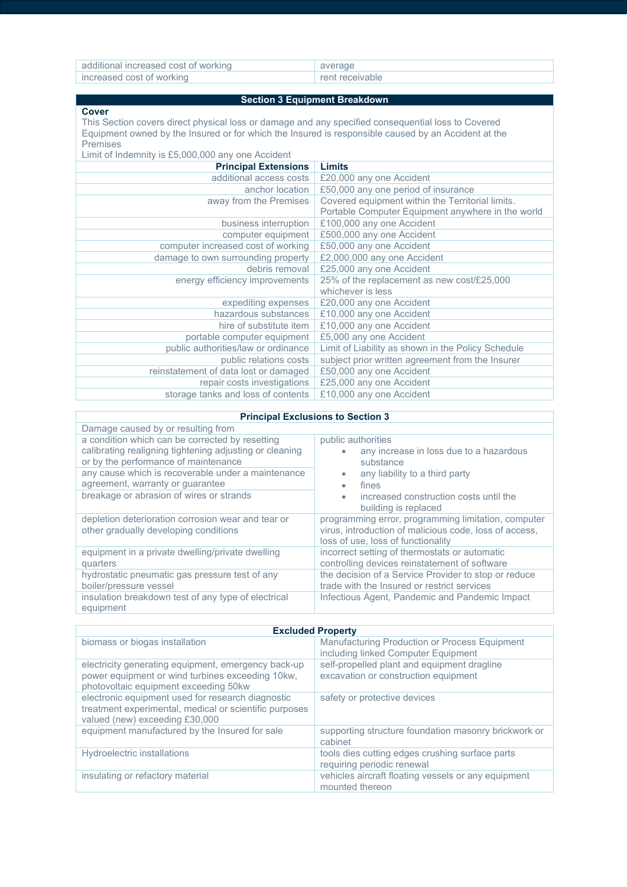| additional increased cost of working | average |
|---|---|
| increased cost of working | rent receivable |

## Section 3 Equipment Breakdown

**Cover**

This Section covers direct physical loss or damage and any specified consequential loss to Covered Equipment owned by the Insured or for which the Insured is responsible caused by an Accident at the Premises

Limit of Indemnity is £5,000,000 any one Accident

| Principal Extensions | Limits |
|---|---|
| additional access costs | £20,000 any one Accident |
| anchor location | £50,000 any one period of insurance |
| away from the Premises | Covered equipment within the Territorial limits. Portable Computer Equipment anywhere in the world |
| business interruption | £100,000 any one Accident |
| computer equipment | £500,000 any one Accident |
| computer increased cost of working | £50,000 any one Accident |
| damage to own surrounding property | £2,000,000 any one Accident |
| debris removal | £25,000 any one Accident |
| energy efficiency improvements | 25% of the replacement as new cost/£25,000 whichever is less |
| expediting expenses | £20,000 any one Accident |
| hazardous substances | £10,000 any one Accident |
| hire of substitute item | £10,000 any one Accident |
| portable computer equipment | £5,000 any one Accident |
| public authorities/law or ordinance | Limit of Liability as shown in the Policy Schedule |
| public relations costs | subject prior written agreement from the Insurer |
| reinstatement of data lost or damaged | £50,000 any one Accident |
| repair costs investigations | £25,000 any one Accident |
| storage tanks and loss of contents | £10,000 any one Accident |

| Principal Exclusions to Section 3 | |
|---|---|
| Damage caused by or resulting from | |
| a condition which can be corrected by resetting calibrating realigning tightening adjusting or cleaning or by the performance of maintenance | public authorities<br>• any increase in loss due to a hazardous substance<br>• any liability to a third party<br>• fines<br>• increased construction costs until the building is replaced |
| any cause which is recoverable under a maintenance agreement, warranty or guarantee | |
| breakage or abrasion of wires or strands | |
| depletion deterioration corrosion wear and tear or other gradually developing conditions | programming error, programming limitation, computer virus, introduction of malicious code, loss of access, loss of use, loss of functionality |
| equipment in a private dwelling/private dwelling quarters | incorrect setting of thermostats or automatic controlling devices reinstatement of software |
| hydrostatic pneumatic gas pressure test of any boiler/pressure vessel | the decision of a Service Provider to stop or reduce trade with the Insured or restrict services |
| insulation breakdown test of any type of electrical equipment | Infectious Agent, Pandemic and Pandemic Impact |

| Excluded Property | |
|---|---|
| biomass or biogas installation | Manufacturing Production or Process Equipment including linked Computer Equipment |
| electricity generating equipment, emergency back-up power equipment or wind turbines exceeding 10kw, photovoltaic equipment exceeding 50kw | self-propelled plant and equipment dragline excavation or construction equipment |
| electronic equipment used for research diagnostic treatment experimental, medical or scientific purposes valued (new) exceeding £30,000 | safety or protective devices |
| equipment manufactured by the Insured for sale | supporting structure foundation masonry brickwork or cabinet |
| Hydroelectric installations | tools dies cutting edges crushing surface parts requiring periodic renewal |
| insulating or refactory material | vehicles aircraft floating vessels or any equipment mounted thereon |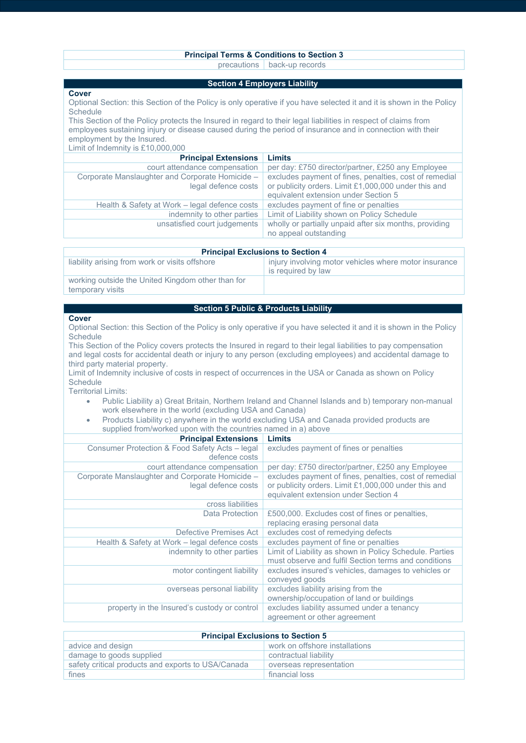| Principal Terms & Conditions to Section 3 | |
|---|---|
| precautions | back-up records |

## Section 4 Employers Liability

**Cover**

Optional Section: this Section of the Policy is only operative if you have selected it and it is shown in the Policy Schedule

This Section of the Policy protects the Insured in regard to their legal liabilities in respect of claims from employees sustaining injury or disease caused during the period of insurance and in connection with their employment by the Insured.

Limit of Indemnity is £10,000,000

| Principal Extensions | Limits |
|---|---|
| court attendance compensation | per day: £750 director/partner, £250 any Employee |
| Corporate Manslaughter and Corporate Homicide – legal defence costs | excludes payment of fines, penalties, cost of remedial or publicity orders. Limit £1,000,000 under this and equivalent extension under Section 5 |
| Health & Safety at Work – legal defence costs | excludes payment of fine or penalties |
| indemnity to other parties | Limit of Liability shown on Policy Schedule |
| unsatisfied court judgements | wholly or partially unpaid after six months, providing no appeal outstanding |

| Principal Exclusions to Section 4 | |
|---|---|
| liability arising from work or visits offshore | injury involving motor vehicles where motor insurance is required by law |
| working outside the United Kingdom other than for temporary visits | |

## Section 5 Public & Products Liability

**Cover**

Optional Section: this Section of the Policy is only operative if you have selected it and it is shown in the Policy Schedule

This Section of the Policy covers protects the Insured in regard to their legal liabilities to pay compensation and legal costs for accidental death or injury to any person (excluding employees) and accidental damage to third party material property.

Limit of Indemnity inclusive of costs in respect of occurrences in the USA or Canada as shown on Policy Schedule

Territorial Limits:

- Public Liability a) Great Britain, Northern Ireland and Channel Islands and b) temporary non-manual work elsewhere in the world (excluding USA and Canada)
- Products Liability c) anywhere in the world excluding USA and Canada provided products are supplied from/worked upon with the countries named in a) above

| Principal Extensions | Limits |
|---|---|
| Consumer Protection & Food Safety Acts – legal defence costs | excludes payment of fines or penalties |
| court attendance compensation | per day: £750 director/partner, £250 any Employee |
| Corporate Manslaughter and Corporate Homicide – legal defence costs | excludes payment of fines, penalties, cost of remedial or publicity orders. Limit £1,000,000 under this and equivalent extension under Section 4 |
| cross liabilities | |
| Data Protection | £500,000. Excludes cost of fines or penalties, replacing erasing personal data |
| Defective Premises Act | excludes cost of remedying defects |
| Health & Safety at Work – legal defence costs | excludes payment of fine or penalties |
| indemnity to other parties | Limit of Liability as shown in Policy Schedule. Parties must observe and fulfil Section terms and conditions |
| motor contingent liability | excludes insured's vehicles, damages to vehicles or conveyed goods |
| overseas personal liability | excludes liability arising from the ownership/occupation of land or buildings |
| property in the Insured's custody or control | excludes liability assumed under a tenancy agreement or other agreement |

| Principal Exclusions to Section 5 | |
|---|---|
| advice and design | work on offshore installations |
| damage to goods supplied | contractual liability |
| safety critical products and exports to USA/Canada | overseas representation |
| fines | financial loss |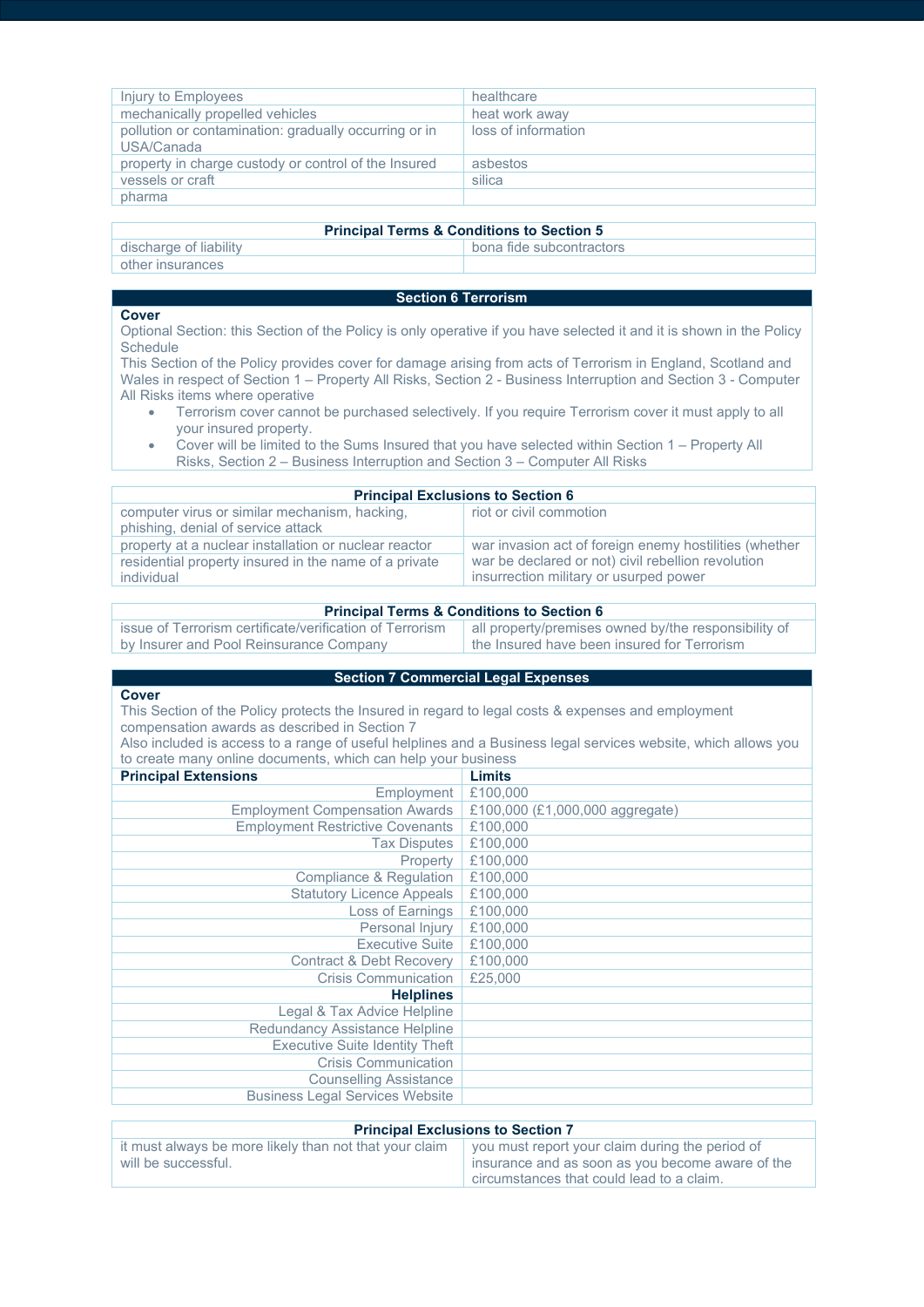| | |
|---|---|
| Injury to Employees | healthcare |
| mechanically propelled vehicles | heat work away |
| pollution or contamination: gradually occurring or in USA/Canada | loss of information |
| property in charge custody or control of the Insured | asbestos |
| vessels or craft | silica |
| pharma | |

| Principal Terms & Conditions to Section 5 | |
|---|---|
| discharge of liability | bona fide subcontractors |
| other insurances | |

## Section 6 Terrorism

**Cover**

Optional Section: this Section of the Policy is only operative if you have selected it and it is shown in the Policy Schedule

This Section of the Policy provides cover for damage arising from acts of Terrorism in England, Scotland and Wales in respect of Section 1 – Property All Risks, Section 2 - Business Interruption and Section 3 - Computer All Risks items where operative

- Terrorism cover cannot be purchased selectively. If you require Terrorism cover it must apply to all your insured property.
- Cover will be limited to the Sums Insured that you have selected within Section 1 – Property All Risks, Section 2 – Business Interruption and Section 3 – Computer All Risks

| Principal Exclusions to Section 6 | |
|---|---|
| computer virus or similar mechanism, hacking, phishing, denial of service attack | riot or civil commotion |
| property at a nuclear installation or nuclear reactor | war invasion act of foreign enemy hostilities (whether war be declared or not) civil rebellion revolution insurrection military or usurped power |
| residential property insured in the name of a private individual | |

| Principal Terms & Conditions to Section 6 | |
|---|---|
| issue of Terrorism certificate/verification of Terrorism by Insurer and Pool Reinsurance Company | all property/premises owned by/the responsibility of the Insured have been insured for Terrorism |

## Section 7 Commercial Legal Expenses

**Cover**

This Section of the Policy protects the Insured in regard to legal costs & expenses and employment compensation awards as described in Section 7

Also included is access to a range of useful helplines and a Business legal services website, which allows you to create many online documents, which can help your business

| Principal Extensions | Limits |
|---|---|
| Employment | £100,000 |
| Employment Compensation Awards | £100,000 (£1,000,000 aggregate) |
| Employment Restrictive Covenants | £100,000 |
| Tax Disputes | £100,000 |
| Property | £100,000 |
| Compliance & Regulation | £100,000 |
| Statutory Licence Appeals | £100,000 |
| Loss of Earnings | £100,000 |
| Personal Injury | £100,000 |
| Executive Suite | £100,000 |
| Contract & Debt Recovery | £100,000 |
| Crisis Communication | £25,000 |
| **Helplines** | |
| Legal & Tax Advice Helpline | |
| Redundancy Assistance Helpline | |
| Executive Suite Identity Theft | |
| Crisis Communication | |
| Counselling Assistance | |
| Business Legal Services Website | |

| Principal Exclusions to Section 7 | |
|---|---|
| it must always be more likely than not that your claim will be successful. | you must report your claim during the period of insurance and as soon as you become aware of the circumstances that could lead to a claim. |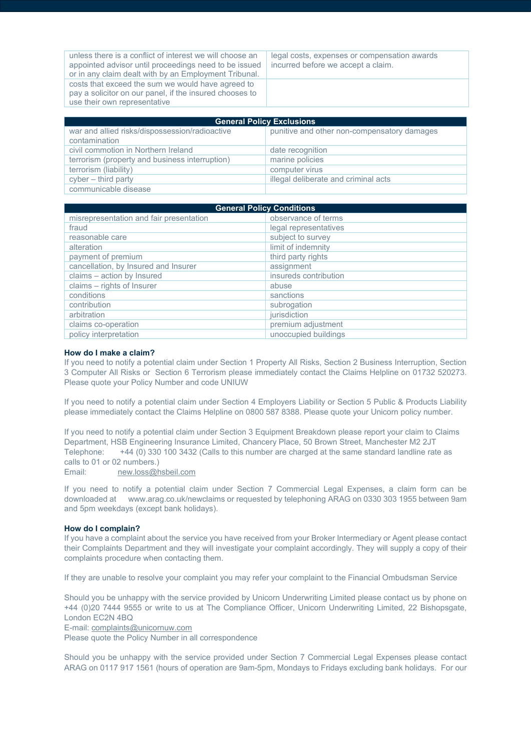| | |
|---|---|
| unless there is a conflict of interest we will choose an appointed advisor until proceedings need to be issued or in any claim dealt with by an Employment Tribunal. | legal costs, expenses or compensation awards incurred before we accept a claim. |
| costs that exceed the sum we would have agreed to pay a solicitor on our panel, if the insured chooses to use their own representative | |

| General Policy Exclusions | |
|---|---|
| war and allied risks/dispossession/radioactive contamination | punitive and other non-compensatory damages |
| civil commotion in Northern Ireland | date recognition |
| terrorism (property and business interruption) | marine policies |
| terrorism (liability) | computer virus |
| cyber – third party | illegal deliberate and criminal acts |
| communicable disease | |

| General Policy Conditions | |
|---|---|
| misrepresentation and fair presentation | observance of terms |
| fraud | legal representatives |
| reasonable care | subject to survey |
| alteration | limit of indemnity |
| payment of premium | third party rights |
| cancellation, by Insured and Insurer | assignment |
| claims – action by Insured | insureds contribution |
| claims – rights of Insurer | abuse |
| conditions | sanctions |
| contribution | subrogation |
| arbitration | jurisdiction |
| claims co-operation | premium adjustment |
| policy interpretation | unoccupied buildings |

**How do I make a claim?**

If you need to notify a potential claim under Section 1 Property All Risks, Section 2 Business Interruption, Section 3 Computer All Risks or Section 6 Terrorism please immediately contact the Claims Helpline on 01732 520273. Please quote your Policy Number and code UNIUW

If you need to notify a potential claim under Section 4 Employers Liability or Section 5 Public & Products Liability please immediately contact the Claims Helpline on 0800 587 8388. Please quote your Unicorn policy number.

If you need to notify a potential claim under Section 3 Equipment Breakdown please report your claim to Claims Department, HSB Engineering Insurance Limited, Chancery Place, 50 Brown Street, Manchester M2 2JT
Telephone: +44 (0) 330 100 3432 (Calls to this number are charged at the same standard landline rate as calls to 01 or 02 numbers.)
Email: new.loss@hsbeil.com

If you need to notify a potential claim under Section 7 Commercial Legal Expenses, a claim form can be downloaded at www.arag.co.uk/newclaims or requested by telephoning ARAG on 0330 303 1955 between 9am and 5pm weekdays (except bank holidays).

**How do I complain?**

If you have a complaint about the service you have received from your Broker Intermediary or Agent please contact their Complaints Department and they will investigate your complaint accordingly. They will supply a copy of their complaints procedure when contacting them.

If they are unable to resolve your complaint you may refer your complaint to the Financial Ombudsman Service

Should you be unhappy with the service provided by Unicorn Underwriting Limited please contact us by phone on +44 (0)20 7444 9555 or write to us at The Compliance Officer, Unicorn Underwriting Limited, 22 Bishopsgate, London EC2N 4BQ
E-mail: complaints@unicornuw.com
Please quote the Policy Number in all correspondence

Should you be unhappy with the service provided under Section 7 Commercial Legal Expenses please contact ARAG on 0117 917 1561 (hours of operation are 9am-5pm, Mondays to Fridays excluding bank holidays. For our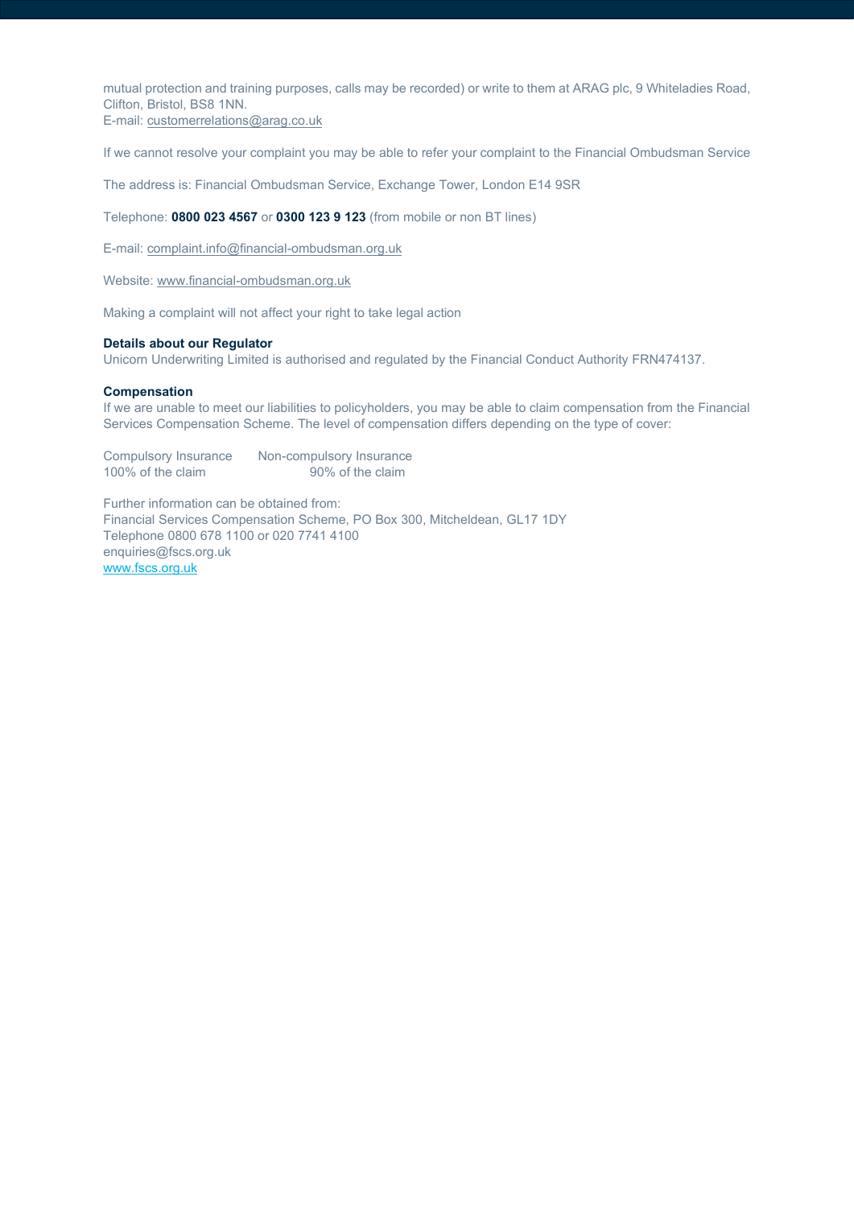mutual protection and training purposes, calls may be recorded) or write to them at ARAG plc, 9 Whiteladies Road, Clifton, Bristol, BS8 1NN.
E-mail: customerrelations@arag.co.uk

If we cannot resolve your complaint you may be able to refer your complaint to the Financial Ombudsman Service

The address is: Financial Ombudsman Service, Exchange Tower, London E14 9SR

Telephone: **0800 023 4567** or **0300 123 9 123** (from mobile or non BT lines)

E-mail: complaint.info@financial-ombudsman.org.uk

Website: www.financial-ombudsman.org.uk

Making a complaint will not affect your right to take legal action

**Details about our Regulator**
Unicorn Underwriting Limited is authorised and regulated by the Financial Conduct Authority FRN474137.

**Compensation**
If we are unable to meet our liabilities to policyholders, you may be able to claim compensation from the Financial Services Compensation Scheme. The level of compensation differs depending on the type of cover:

| Compulsory Insurance | Non-compulsory Insurance |
|---|---|
| 100% of the claim | 90% of the claim |

Further information can be obtained from:
Financial Services Compensation Scheme, PO Box 300, Mitcheldean, GL17 1DY
Telephone 0800 678 1100 or 020 7741 4100
enquiries@fscs.org.uk
www.fscs.org.uk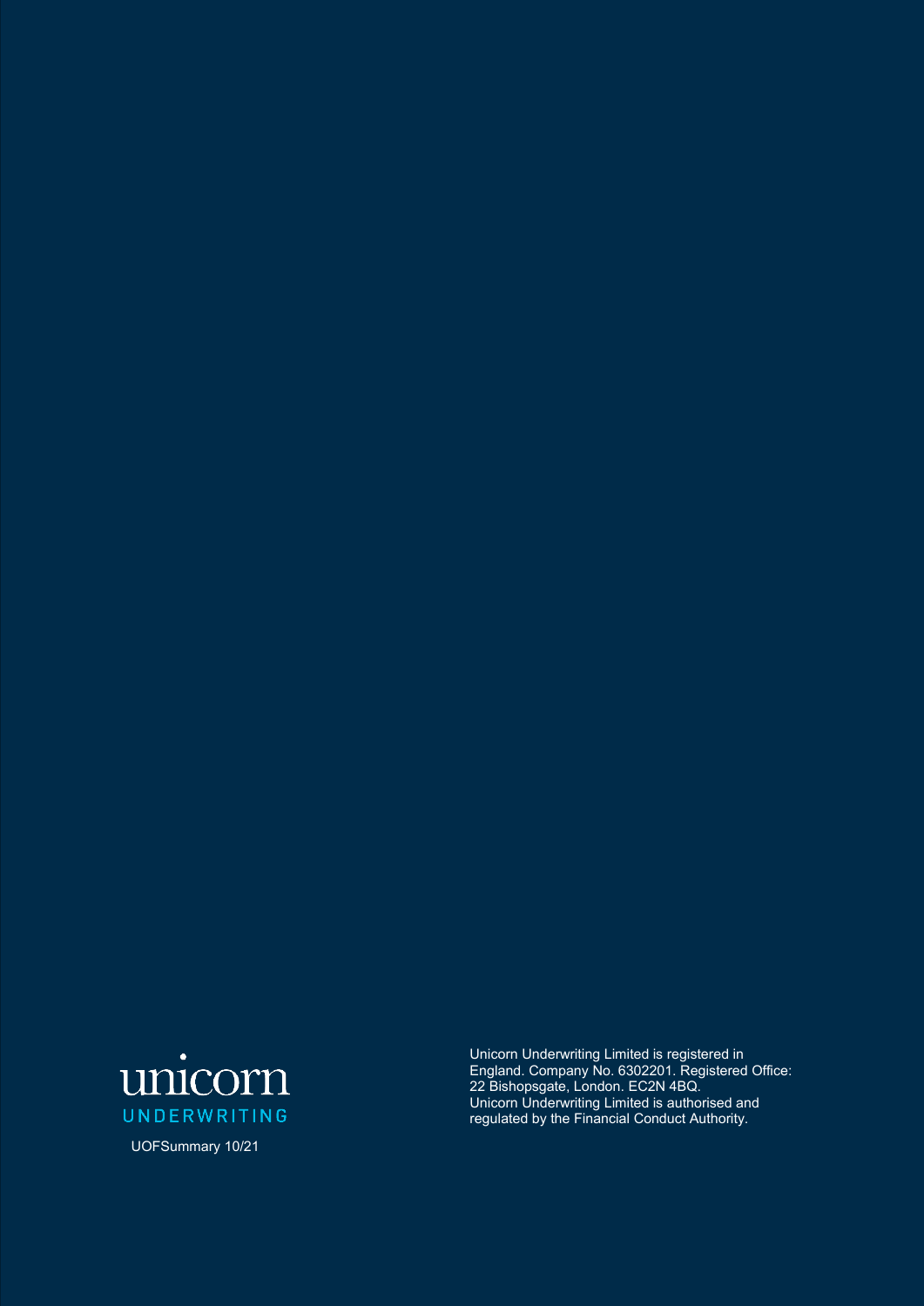unicorn

UNDERWRITING

UOFSummary 10/21

Unicorn Underwriting Limited is registered in England. Company No. 6302201. Registered Office: 22 Bishopsgate, London. EC2N 4BQ.
Unicorn Underwriting Limited is authorised and regulated by the Financial Conduct Authority.